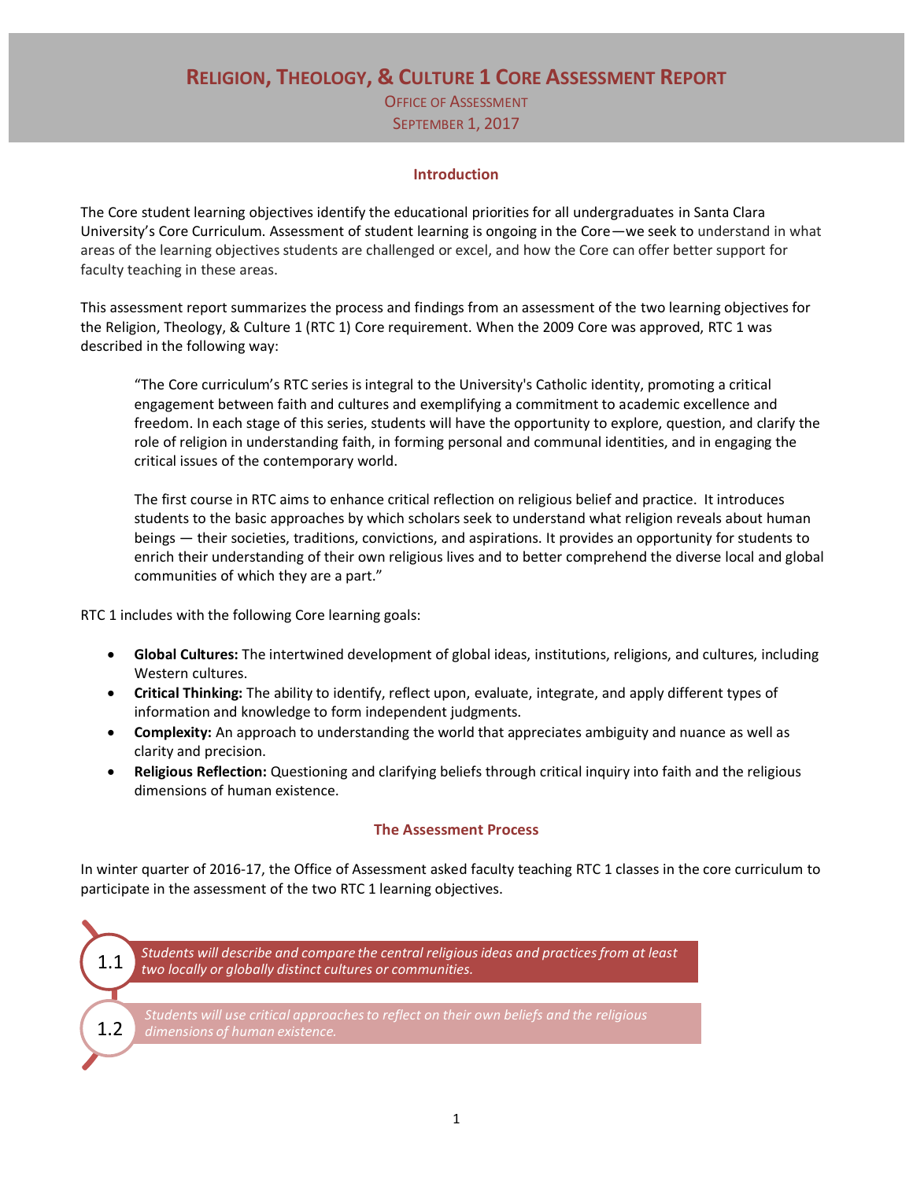# Religion, Theology, & Culture 1 Core Assessment Report

Office of Assessment

September 1, 2017

## Introduction

The Core student learning objectives identify the educational priorities for all undergraduates in Santa Clara University's Core Curriculum. Assessment of student learning is ongoing in the Core—we seek to understand in what areas of the learning objectives students are challenged or excel, and how the Core can offer better support for faculty teaching in these areas.

This assessment report summarizes the process and findings from an assessment of the two learning objectives for the Religion, Theology, & Culture 1 (RTC 1) Core requirement. When the 2009 Core was approved, RTC 1 was described in the following way:

> "The Core curriculum's RTC series is integral to the University's Catholic identity, promoting a critical engagement between faith and cultures and exemplifying a commitment to academic excellence and freedom. In each stage of this series, students will have the opportunity to explore, question, and clarify the role of religion in understanding faith, in forming personal and communal identities, and in engaging the critical issues of the contemporary world.
>
> The first course in RTC aims to enhance critical reflection on religious belief and practice. It introduces students to the basic approaches by which scholars seek to understand what religion reveals about human beings — their societies, traditions, convictions, and aspirations. It provides an opportunity for students to enrich their understanding of their own religious lives and to better comprehend the diverse local and global communities of which they are a part."

RTC 1 includes with the following Core learning goals:

- **Global Cultures:** The intertwined development of global ideas, institutions, religions, and cultures, including Western cultures.
- **Critical Thinking:** The ability to identify, reflect upon, evaluate, integrate, and apply different types of information and knowledge to form independent judgments.
- **Complexity:** An approach to understanding the world that appreciates ambiguity and nuance as well as clarity and precision.
- **Religious Reflection:** Questioning and clarifying beliefs through critical inquiry into faith and the religious dimensions of human existence.

## The Assessment Process

In winter quarter of 2016-17, the Office of Assessment asked faculty teaching RTC 1 classes in the core curriculum to participate in the assessment of the two RTC 1 learning objectives.

1.1 *Students will describe and compare the central religious ideas and practices from at least two locally or globally distinct cultures or communities.*

1.2 *Students will use critical approaches to reflect on their own beliefs and the religious dimensions of human existence.*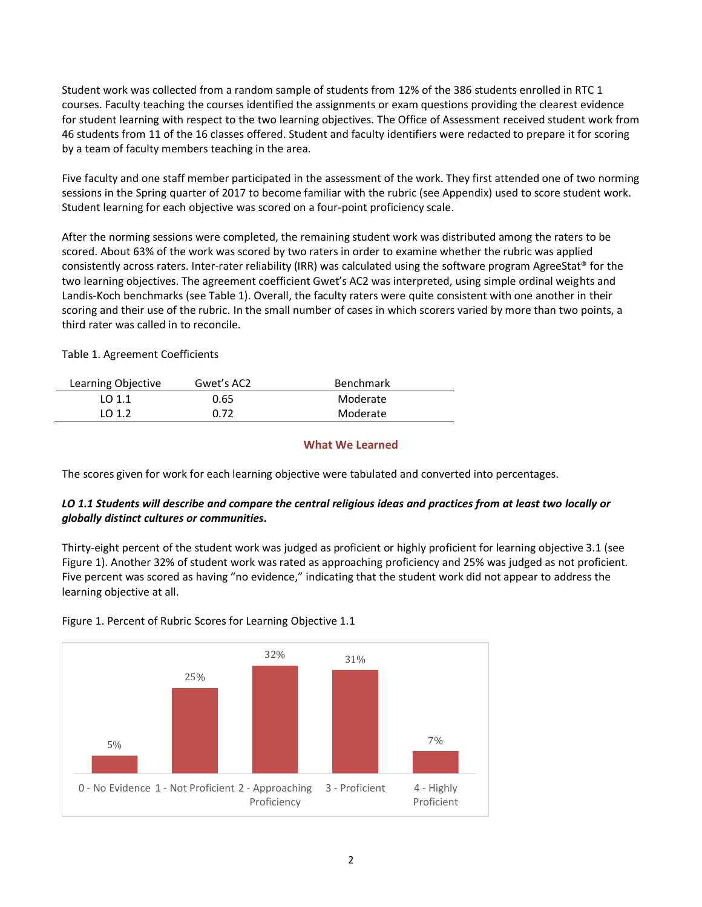Student work was collected from a random sample of students from 12% of the 386 students enrolled in RTC 1 courses. Faculty teaching the courses identified the assignments or exam questions providing the clearest evidence for student learning with respect to the two learning objectives. The Office of Assessment received student work from 46 students from 11 of the 16 classes offered. Student and faculty identifiers were redacted to prepare it for scoring by a team of faculty members teaching in the area.

Five faculty and one staff member participated in the assessment of the work. They first attended one of two norming sessions in the Spring quarter of 2017 to become familiar with the rubric (see Appendix) used to score student work. Student learning for each objective was scored on a four-point proficiency scale.

After the norming sessions were completed, the remaining student work was distributed among the raters to be scored. About 63% of the work was scored by two raters in order to examine whether the rubric was applied consistently across raters. Inter-rater reliability (IRR) was calculated using the software program AgreeStat® for the two learning objectives. The agreement coefficient Gwet's AC2 was interpreted, using simple ordinal weights and Landis-Koch benchmarks (see Table 1). Overall, the faculty raters were quite consistent with one another in their scoring and their use of the rubric. In the small number of cases in which scorers varied by more than two points, a third rater was called in to reconcile.

Table 1. Agreement Coefficients

| Learning Objective | Gwet's AC2 | Benchmark |
|---|---|---|
| LO 1.1 | 0.65 | Moderate |
| LO 1.2 | 0.72 | Moderate |

## What We Learned

The scores given for work for each learning objective were tabulated and converted into percentages.

***LO 1.1 Students will describe and compare the central religious ideas and practices from at least two locally or globally distinct cultures or communities.***

Thirty-eight percent of the student work was judged as proficient or highly proficient for learning objective 3.1 (see Figure 1). Another 32% of student work was rated as approaching proficiency and 25% was judged as not proficient. Five percent was scored as having "no evidence," indicating that the student work did not appear to address the learning objective at all.

Figure 1. Percent of Rubric Scores for Learning Objective 1.1

| Score | Percent |
|---|---|
| 0 - No Evidence | 5% |
| 1 - Not Proficient | 25% |
| 2 - Approaching Proficiency | 32% |
| 3 - Proficient | 31% |
| 4 - Highly Proficient | 7% |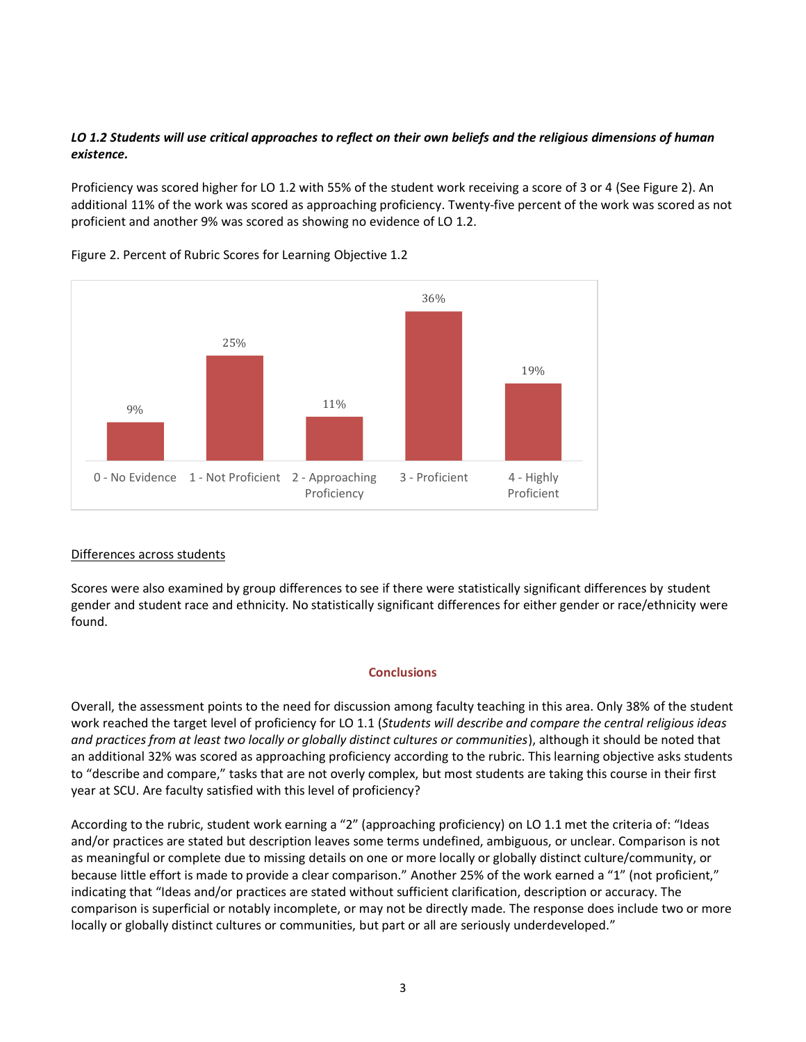***LO 1.2 Students will use critical approaches to reflect on their own beliefs and the religious dimensions of human existence.***

Proficiency was scored higher for LO 1.2 with 55% of the student work receiving a score of 3 or 4 (See Figure 2). An additional 11% of the work was scored as approaching proficiency. Twenty-five percent of the work was scored as not proficient and another 9% was scored as showing no evidence of LO 1.2.

Figure 2. Percent of Rubric Scores for Learning Objective 1.2

| 0 - No Evidence | 1 - Not Proficient | 2 - Approaching Proficiency | 3 - Proficient | 4 - Highly Proficient |
| --- | --- | --- | --- | --- |
| 9% | 25% | 11% | 36% | 19% |

<u>Differences across students</u>

Scores were also examined by group differences to see if there were statistically significant differences by student gender and student race and ethnicity. No statistically significant differences for either gender or race/ethnicity were found.

## Conclusions

Overall, the assessment points to the need for discussion among faculty teaching in this area. Only 38% of the student work reached the target level of proficiency for LO 1.1 (*Students will describe and compare the central religious ideas and practices from at least two locally or globally distinct cultures or communities*), although it should be noted that an additional 32% was scored as approaching proficiency according to the rubric. This learning objective asks students to "describe and compare," tasks that are not overly complex, but most students are taking this course in their first year at SCU. Are faculty satisfied with this level of proficiency?

According to the rubric, student work earning a "2" (approaching proficiency) on LO 1.1 met the criteria of: "Ideas and/or practices are stated but description leaves some terms undefined, ambiguous, or unclear. Comparison is not as meaningful or complete due to missing details on one or more locally or globally distinct culture/community, or because little effort is made to provide a clear comparison." Another 25% of the work earned a "1" (not proficient," indicating that "Ideas and/or practices are stated without sufficient clarification, description or accuracy. The comparison is superficial or notably incomplete, or may not be directly made. The response does include two or more locally or globally distinct cultures or communities, but part or all are seriously underdeveloped."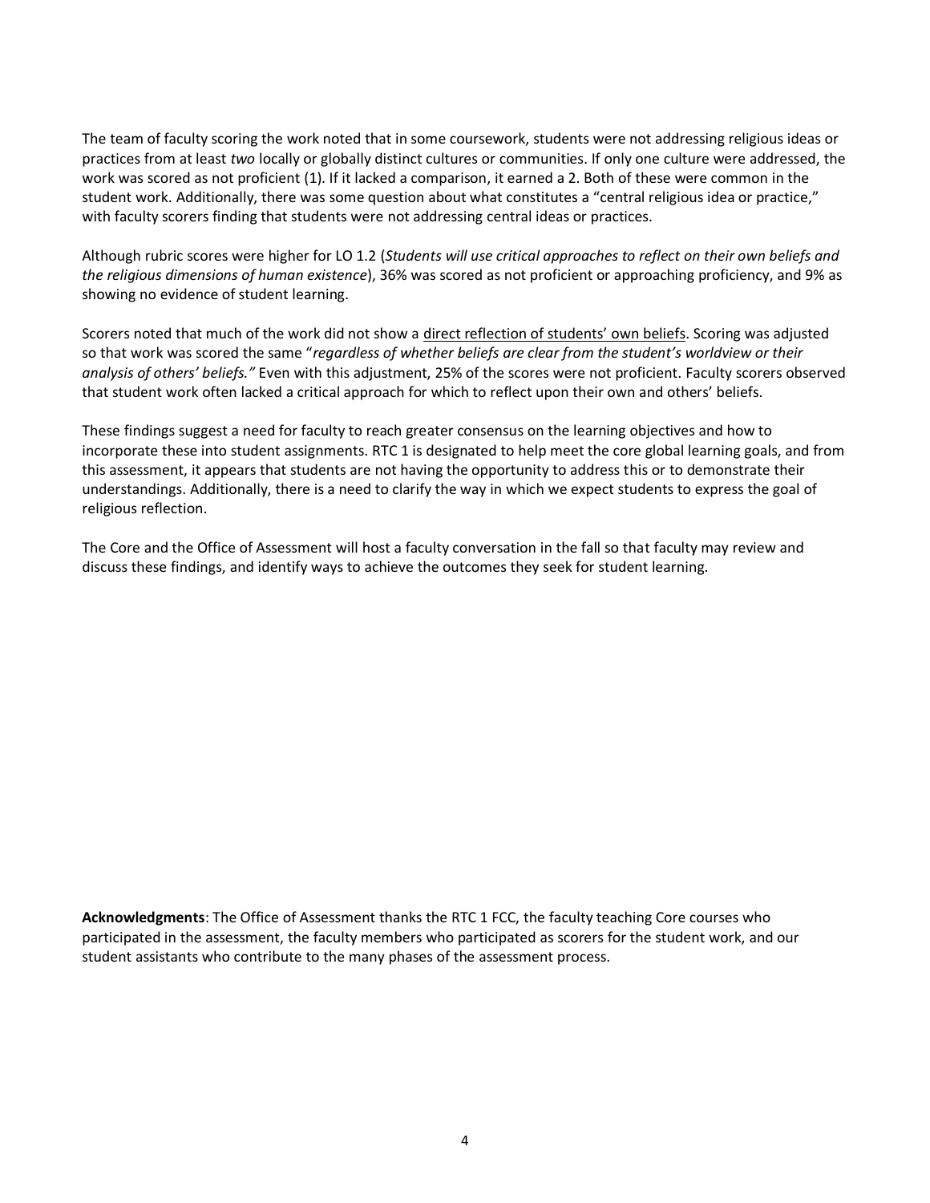The team of faculty scoring the work noted that in some coursework, students were not addressing religious ideas or practices from at least *two* locally or globally distinct cultures or communities. If only one culture were addressed, the work was scored as not proficient (1). If it lacked a comparison, it earned a 2. Both of these were common in the student work. Additionally, there was some question about what constitutes a "central religious idea or practice," with faculty scorers finding that students were not addressing central ideas or practices.

Although rubric scores were higher for LO 1.2 (*Students will use critical approaches to reflect on their own beliefs and the religious dimensions of human existence*), 36% was scored as not proficient or approaching proficiency, and 9% as showing no evidence of student learning.

Scorers noted that much of the work did not show a direct reflection of students' own beliefs. Scoring was adjusted so that work was scored the same "*regardless of whether beliefs are clear from the student's worldview or their analysis of others' beliefs.*" Even with this adjustment, 25% of the scores were not proficient. Faculty scorers observed that student work often lacked a critical approach for which to reflect upon their own and others' beliefs.

These findings suggest a need for faculty to reach greater consensus on the learning objectives and how to incorporate these into student assignments. RTC 1 is designated to help meet the core global learning goals, and from this assessment, it appears that students are not having the opportunity to address this or to demonstrate their understandings. Additionally, there is a need to clarify the way in which we expect students to express the goal of religious reflection.

The Core and the Office of Assessment will host a faculty conversation in the fall so that faculty may review and discuss these findings, and identify ways to achieve the outcomes they seek for student learning.

**Acknowledgments**: The Office of Assessment thanks the RTC 1 FCC, the faculty teaching Core courses who participated in the assessment, the faculty members who participated as scorers for the student work, and our student assistants who contribute to the many phases of the assessment process.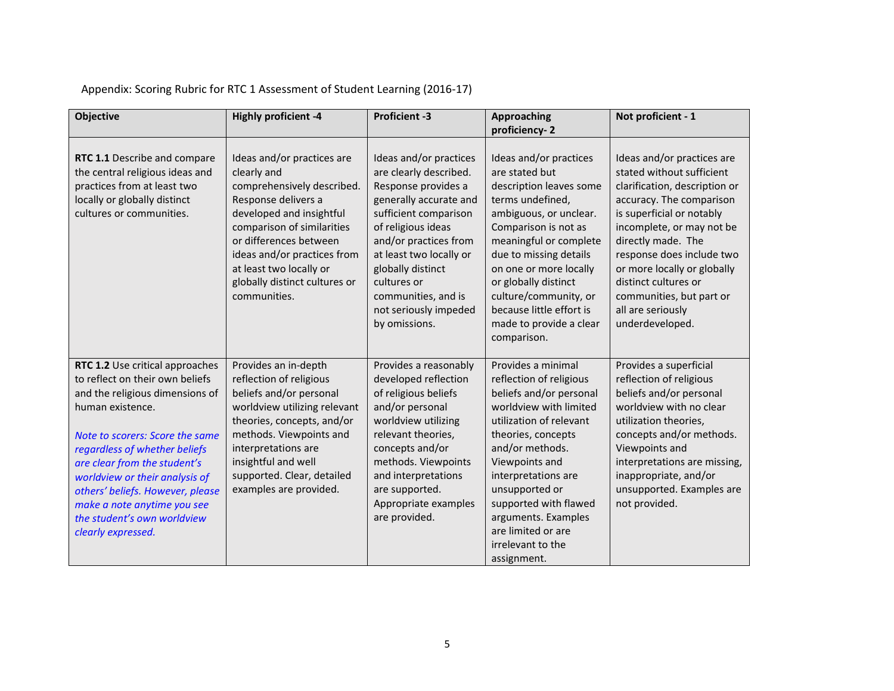Appendix: Scoring Rubric for RTC 1 Assessment of Student Learning (2016-17)

| Objective | Highly proficient -4 | Proficient -3 | Approaching proficiency- 2 | Not proficient - 1 |
|---|---|---|---|---|
| **RTC 1.1** Describe and compare the central religious ideas and practices from at least two locally or globally distinct cultures or communities. | Ideas and/or practices are clearly and comprehensively described. Response delivers a developed and insightful comparison of similarities or differences between ideas and/or practices from at least two locally or globally distinct cultures or communities. | Ideas and/or practices are clearly described. Response provides a generally accurate and sufficient comparison of religious ideas and/or practices from at least two locally or globally distinct cultures or communities, and is not seriously impeded by omissions. | Ideas and/or practices are stated but description leaves some terms undefined, ambiguous, or unclear. Comparison is not as meaningful or complete due to missing details on one or more locally or globally distinct culture/community, or because little effort is made to provide a clear comparison. | Ideas and/or practices are stated without sufficient clarification, description or accuracy. The comparison is superficial or notably incomplete, or may not be directly made. The response does include two or more locally or globally distinct cultures or communities, but part or all are seriously underdeveloped. |
| **RTC 1.2** Use critical approaches to reflect on their own beliefs and the religious dimensions of human existence. *Note to scorers: Score the same regardless of whether beliefs are clear from the student's worldview or their analysis of others' beliefs. However, please make a note anytime you see the student's own worldview clearly expressed.* | Provides an in-depth reflection of religious beliefs and/or personal worldview utilizing relevant theories, concepts, and/or methods. Viewpoints and interpretations are insightful and well supported. Clear, detailed examples are provided. | Provides a reasonably developed reflection of religious beliefs and/or personal worldview utilizing relevant theories, concepts and/or methods. Viewpoints and interpretations are supported. Appropriate examples are provided. | Provides a minimal reflection of religious beliefs and/or personal worldview with limited utilization of relevant theories, concepts and/or methods. Viewpoints and interpretations are unsupported or supported with flawed arguments. Examples are limited or are irrelevant to the assignment. | Provides a superficial reflection of religious beliefs and/or personal worldview with no clear utilization theories, concepts and/or methods. Viewpoints and interpretations are missing, inappropriate, and/or unsupported. Examples are not provided. |